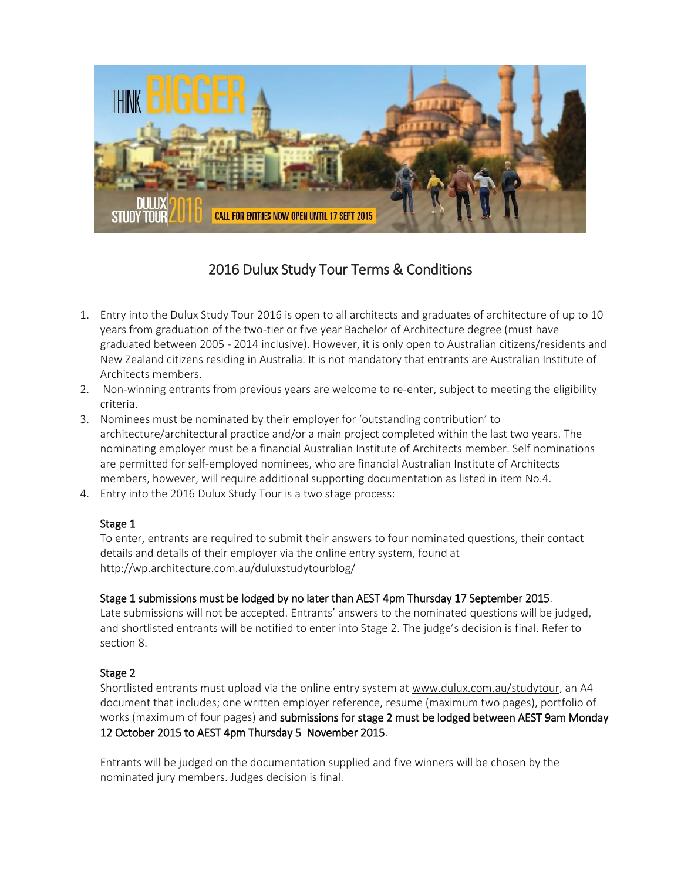# 2016 Dulux Study Tour Terms & Conditions

1. Entry into the Dulux Study Tour 2016 is open to all architects and graduates of architecture of up to 10 years from graduation of the two-tier or five year Bachelor of Architecture degree (must have graduated between 2005 - 2014 inclusive). However, it is only open to Australian citizens/residents and New Zealand citizens residing in Australia. It is not mandatory that entrants are Australian Institute of Architects members.
2. Non-winning entrants from previous years are welcome to re-enter, subject to meeting the eligibility criteria.
3. Nominees must be nominated by their employer for 'outstanding contribution' to architecture/architectural practice and/or a main project completed within the last two years. The nominating employer must be a financial Australian Institute of Architects member. Self nominations are permitted for self-employed nominees, who are financial Australian Institute of Architects members, however, will require additional supporting documentation as listed in item No.4.
4. Entry into the 2016 Dulux Study Tour is a two stage process:

   **Stage 1**

   To enter, entrants are required to submit their answers to four nominated questions, their contact details and details of their employer via the online entry system, found at http://wp.architecture.com.au/duluxstudytourblog/

   **Stage 1 submissions must be lodged by no later than AEST 4pm Thursday 17 September 2015**. Late submissions will not be accepted. Entrants' answers to the nominated questions will be judged, and shortlisted entrants will be notified to enter into Stage 2. The judge's decision is final. Refer to section 8.

   **Stage 2**

   Shortlisted entrants must upload via the online entry system at www.dulux.com.au/studytour, an A4 document that includes; one written employer reference, resume (maximum two pages), portfolio of works (maximum of four pages) and **submissions for stage 2 must be lodged between AEST 9am Monday 12 October 2015 to AEST 4pm Thursday 5 November 2015**.

   Entrants will be judged on the documentation supplied and five winners will be chosen by the nominated jury members. Judges decision is final.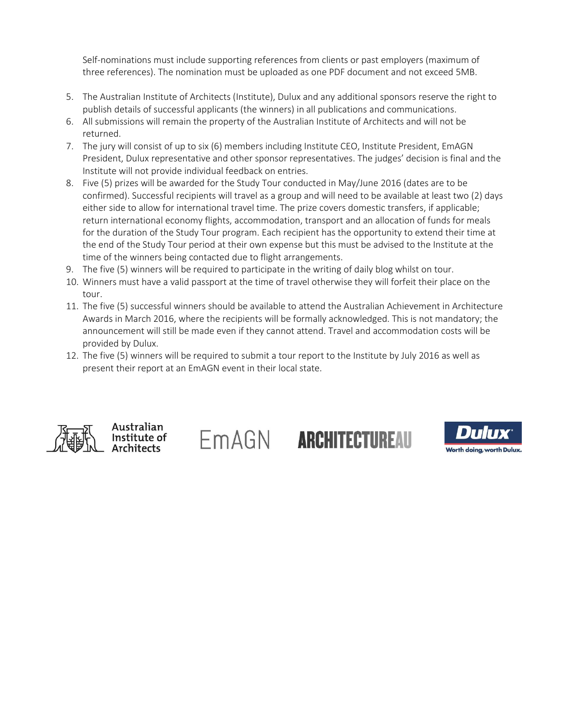Self-nominations must include supporting references from clients or past employers (maximum of three references). The nomination must be uploaded as one PDF document and not exceed 5MB.

5. The Australian Institute of Architects (Institute), Dulux and any additional sponsors reserve the right to publish details of successful applicants (the winners) in all publications and communications.
6. All submissions will remain the property of the Australian Institute of Architects and will not be returned.
7. The jury will consist of up to six (6) members including Institute CEO, Institute President, EmAGN President, Dulux representative and other sponsor representatives. The judges' decision is final and the Institute will not provide individual feedback on entries.
8. Five (5) prizes will be awarded for the Study Tour conducted in May/June 2016 (dates are to be confirmed). Successful recipients will travel as a group and will need to be available at least two (2) days either side to allow for international travel time. The prize covers domestic transfers, if applicable; return international economy flights, accommodation, transport and an allocation of funds for meals for the duration of the Study Tour program. Each recipient has the opportunity to extend their time at the end of the Study Tour period at their own expense but this must be advised to the Institute at the time of the winners being contacted due to flight arrangements.
9. The five (5) winners will be required to participate in the writing of daily blog whilst on tour.
10. Winners must have a valid passport at the time of travel otherwise they will forfeit their place on the tour.
11. The five (5) successful winners should be available to attend the Australian Achievement in Architecture Awards in March 2016, where the recipients will be formally acknowledged. This is not mandatory; the announcement will still be made even if they cannot attend. Travel and accommodation costs will be provided by Dulux.
12. The five (5) winners will be required to submit a tour report to the Institute by July 2016 as well as present their report at an EmAGN event in their local state.

Australian Institute of Architects

EmAGN

ARCHITECTUREAU

Dulux
Worth doing, worth Dulux.